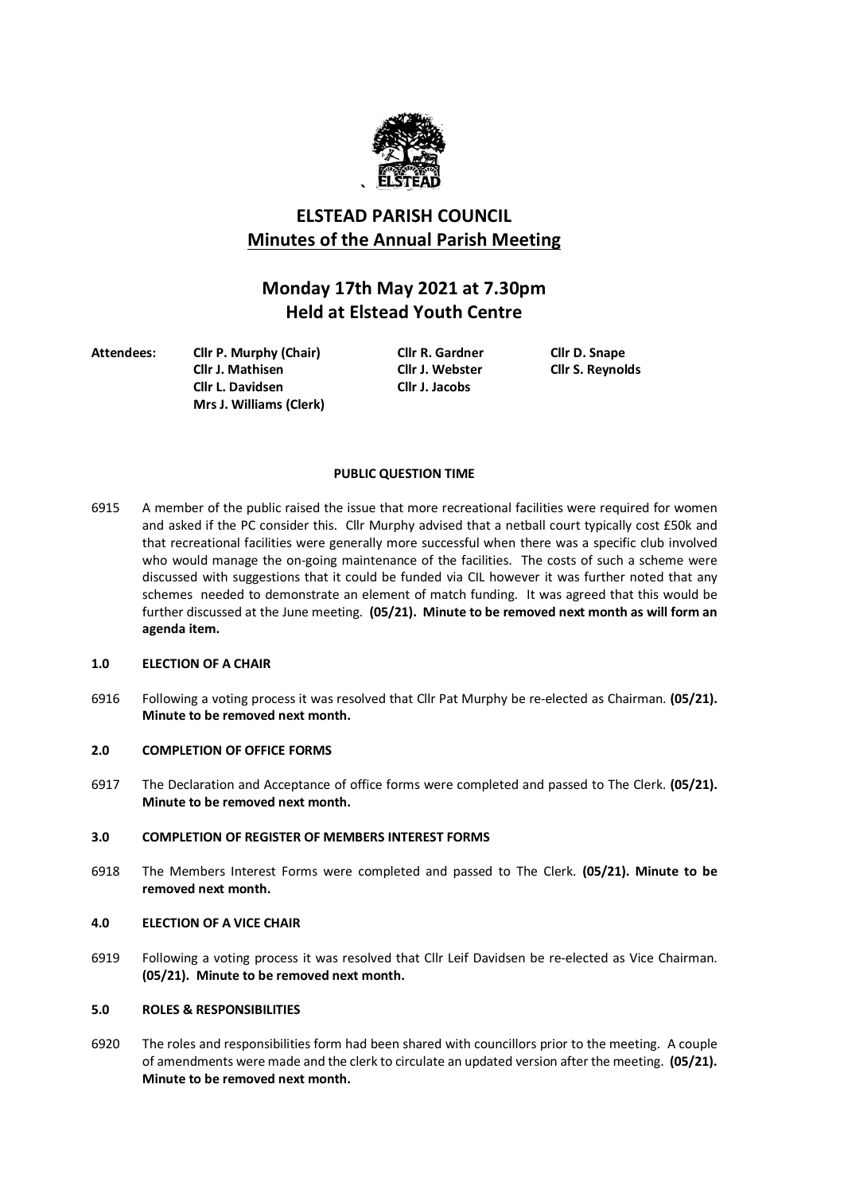# ELSTEAD PARISH COUNCIL
## Minutes of the Annual Parish Meeting

## Monday 17th May 2021 at 7.30pm
## Held at Elstead Youth Centre

| Attendees: | | | |
|---|---|---|---|
| | **Cllr P. Murphy (Chair)** | **Cllr R. Gardner** | **Cllr D. Snape** |
| | **Cllr J. Mathisen** | **Cllr J. Webster** | **Cllr S. Reynolds** |
| | **Cllr L. Davidsen** | **Cllr J. Jacobs** | |
| | **Mrs J. Williams (Clerk)** | | |

**PUBLIC QUESTION TIME**

6915 A member of the public raised the issue that more recreational facilities were required for women and asked if the PC consider this. Cllr Murphy advised that a netball court typically cost £50k and that recreational facilities were generally more successful when there was a specific club involved who would manage the on-going maintenance of the facilities. The costs of such a scheme were discussed with suggestions that it could be funded via CIL however it was further noted that any schemes needed to demonstrate an element of match funding. It was agreed that this would be further discussed at the June meeting. **(05/21). Minute to be removed next month as will form an agenda item.**

**1.0 ELECTION OF A CHAIR**

6916 Following a voting process it was resolved that Cllr Pat Murphy be re-elected as Chairman. **(05/21). Minute to be removed next month.**

**2.0 COMPLETION OF OFFICE FORMS**

6917 The Declaration and Acceptance of office forms were completed and passed to The Clerk. **(05/21). Minute to be removed next month.**

**3.0 COMPLETION OF REGISTER OF MEMBERS INTEREST FORMS**

6918 The Members Interest Forms were completed and passed to The Clerk. **(05/21). Minute to be removed next month.**

**4.0 ELECTION OF A VICE CHAIR**

6919 Following a voting process it was resolved that Cllr Leif Davidsen be re-elected as Vice Chairman. **(05/21). Minute to be removed next month.**

**5.0 ROLES & RESPONSIBILITIES**

6920 The roles and responsibilities form had been shared with councillors prior to the meeting. A couple of amendments were made and the clerk to circulate an updated version after the meeting. **(05/21). Minute to be removed next month.**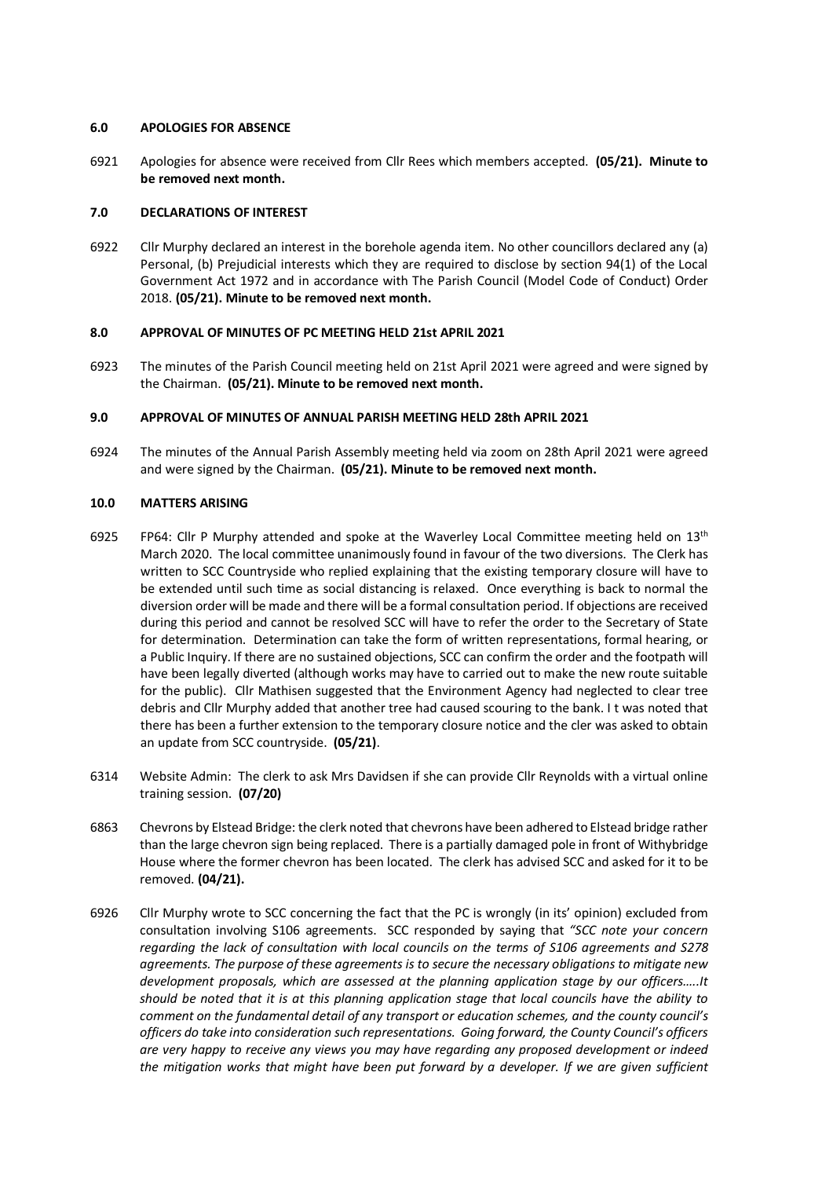### 6.0 APOLOGIES FOR ABSENCE

6921 Apologies for absence were received from Cllr Rees which members accepted. **(05/21). Minute to be removed next month.**

### 7.0 DECLARATIONS OF INTEREST

6922 Cllr Murphy declared an interest in the borehole agenda item. No other councillors declared any (a) Personal, (b) Prejudicial interests which they are required to disclose by section 94(1) of the Local Government Act 1972 and in accordance with The Parish Council (Model Code of Conduct) Order 2018. **(05/21). Minute to be removed next month.**

### 8.0 APPROVAL OF MINUTES OF PC MEETING HELD 21st APRIL 2021

6923 The minutes of the Parish Council meeting held on 21st April 2021 were agreed and were signed by the Chairman. **(05/21). Minute to be removed next month.**

### 9.0 APPROVAL OF MINUTES OF ANNUAL PARISH MEETING HELD 28th APRIL 2021

6924 The minutes of the Annual Parish Assembly meeting held via zoom on 28th April 2021 were agreed and were signed by the Chairman. **(05/21). Minute to be removed next month.**

### 10.0 MATTERS ARISING

6925 FP64: Cllr P Murphy attended and spoke at the Waverley Local Committee meeting held on 13th March 2020. The local committee unanimously found in favour of the two diversions. The Clerk has written to SCC Countryside who replied explaining that the existing temporary closure will have to be extended until such time as social distancing is relaxed. Once everything is back to normal the diversion order will be made and there will be a formal consultation period. If objections are received during this period and cannot be resolved SCC will have to refer the order to the Secretary of State for determination. Determination can take the form of written representations, formal hearing, or a Public Inquiry. If there are no sustained objections, SCC can confirm the order and the footpath will have been legally diverted (although works may have to carried out to make the new route suitable for the public). Cllr Mathisen suggested that the Environment Agency had neglected to clear tree debris and Cllr Murphy added that another tree had caused scouring to the bank. I t was noted that there has been a further extension to the temporary closure notice and the cler was asked to obtain an update from SCC countryside. **(05/21)**.

6314 Website Admin: The clerk to ask Mrs Davidsen if she can provide Cllr Reynolds with a virtual online training session. **(07/20)**

6863 Chevrons by Elstead Bridge: the clerk noted that chevrons have been adhered to Elstead bridge rather than the large chevron sign being replaced. There is a partially damaged pole in front of Withybridge House where the former chevron has been located. The clerk has advised SCC and asked for it to be removed. **(04/21).**

6926 Cllr Murphy wrote to SCC concerning the fact that the PC is wrongly (in its' opinion) excluded from consultation involving S106 agreements. SCC responded by saying that *"SCC note your concern regarding the lack of consultation with local councils on the terms of S106 agreements and S278 agreements. The purpose of these agreements is to secure the necessary obligations to mitigate new development proposals, which are assessed at the planning application stage by our officers…..It should be noted that it is at this planning application stage that local councils have the ability to comment on the fundamental detail of any transport or education schemes, and the county council's officers do take into consideration such representations. Going forward, the County Council's officers are very happy to receive any views you may have regarding any proposed development or indeed the mitigation works that might have been put forward by a developer. If we are given sufficient*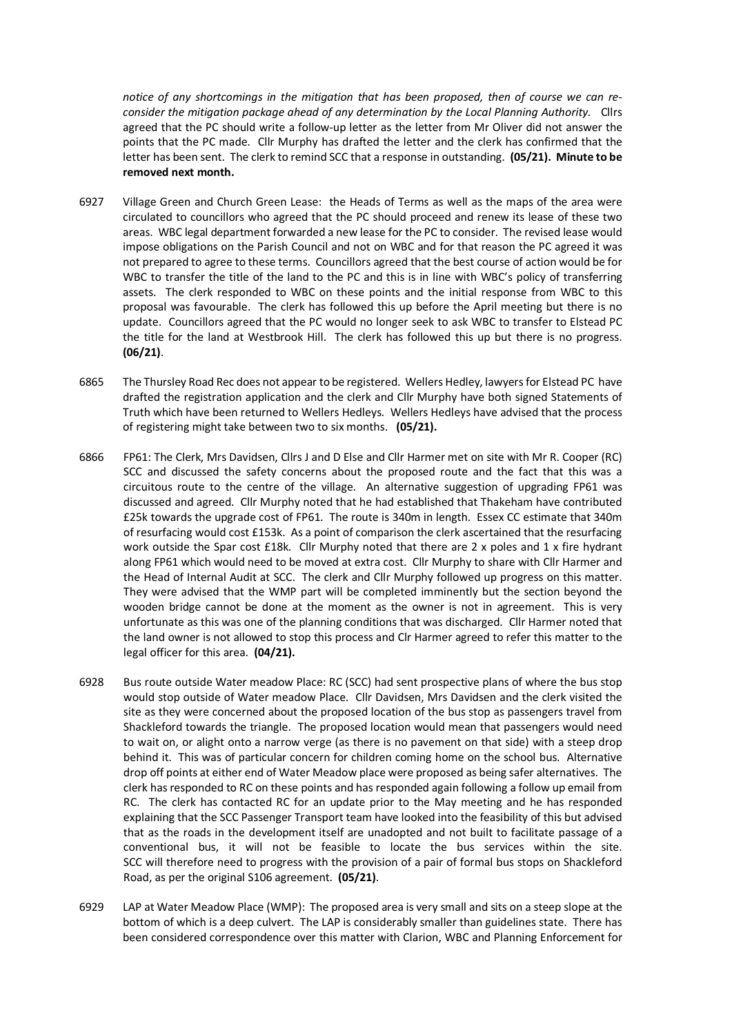*notice of any shortcomings in the mitigation that has been proposed, then of course we can re-consider the mitigation package ahead of any determination by the Local Planning Authority.* Cllrs agreed that the PC should write a follow-up letter as the letter from Mr Oliver did not answer the points that the PC made. Cllr Murphy has drafted the letter and the clerk has confirmed that the letter has been sent. The clerk to remind SCC that a response in outstanding. **(05/21). Minute to be removed next month.**

6927 Village Green and Church Green Lease: the Heads of Terms as well as the maps of the area were circulated to councillors who agreed that the PC should proceed and renew its lease of these two areas. WBC legal department forwarded a new lease for the PC to consider. The revised lease would impose obligations on the Parish Council and not on WBC and for that reason the PC agreed it was not prepared to agree to these terms. Councillors agreed that the best course of action would be for WBC to transfer the title of the land to the PC and this is in line with WBC's policy of transferring assets. The clerk responded to WBC on these points and the initial response from WBC to this proposal was favourable. The clerk has followed this up before the April meeting but there is no update. Councillors agreed that the PC would no longer seek to ask WBC to transfer to Elstead PC the title for the land at Westbrook Hill. The clerk has followed this up but there is no progress. **(06/21)**.

6865 The Thursley Road Rec does not appear to be registered. Wellers Hedley, lawyers for Elstead PC have drafted the registration application and the clerk and Cllr Murphy have both signed Statements of Truth which have been returned to Wellers Hedleys. Wellers Hedleys have advised that the process of registering might take between two to six months. **(05/21).**

6866 FP61: The Clerk, Mrs Davidsen, Cllrs J and D Else and Cllr Harmer met on site with Mr R. Cooper (RC) SCC and discussed the safety concerns about the proposed route and the fact that this was a circuitous route to the centre of the village. An alternative suggestion of upgrading FP61 was discussed and agreed. Cllr Murphy noted that he had established that Thakeham have contributed £25k towards the upgrade cost of FP61. The route is 340m in length. Essex CC estimate that 340m of resurfacing would cost £153k. As a point of comparison the clerk ascertained that the resurfacing work outside the Spar cost £18k. Cllr Murphy noted that there are 2 x poles and 1 x fire hydrant along FP61 which would need to be moved at extra cost. Cllr Murphy to share with Cllr Harmer and the Head of Internal Audit at SCC. The clerk and Cllr Murphy followed up progress on this matter. They were advised that the WMP part will be completed imminently but the section beyond the wooden bridge cannot be done at the moment as the owner is not in agreement. This is very unfortunate as this was one of the planning conditions that was discharged. Cllr Harmer noted that the land owner is not allowed to stop this process and Clr Harmer agreed to refer this matter to the legal officer for this area. **(04/21).**

6928 Bus route outside Water meadow Place: RC (SCC) had sent prospective plans of where the bus stop would stop outside of Water meadow Place. Cllr Davidsen, Mrs Davidsen and the clerk visited the site as they were concerned about the proposed location of the bus stop as passengers travel from Shackleford towards the triangle. The proposed location would mean that passengers would need to wait on, or alight onto a narrow verge (as there is no pavement on that side) with a steep drop behind it. This was of particular concern for children coming home on the school bus. Alternative drop off points at either end of Water Meadow place were proposed as being safer alternatives. The clerk has responded to RC on these points and has responded again following a follow up email from RC. The clerk has contacted RC for an update prior to the May meeting and he has responded explaining that the SCC Passenger Transport team have looked into the feasibility of this but advised that as the roads in the development itself are unadopted and not built to facilitate passage of a conventional bus, it will not be feasible to locate the bus services within the site. SCC will therefore need to progress with the provision of a pair of formal bus stops on Shackleford Road, as per the original S106 agreement. **(05/21)**.

6929 LAP at Water Meadow Place (WMP): The proposed area is very small and sits on a steep slope at the bottom of which is a deep culvert. The LAP is considerably smaller than guidelines state. There has been considered correspondence over this matter with Clarion, WBC and Planning Enforcement for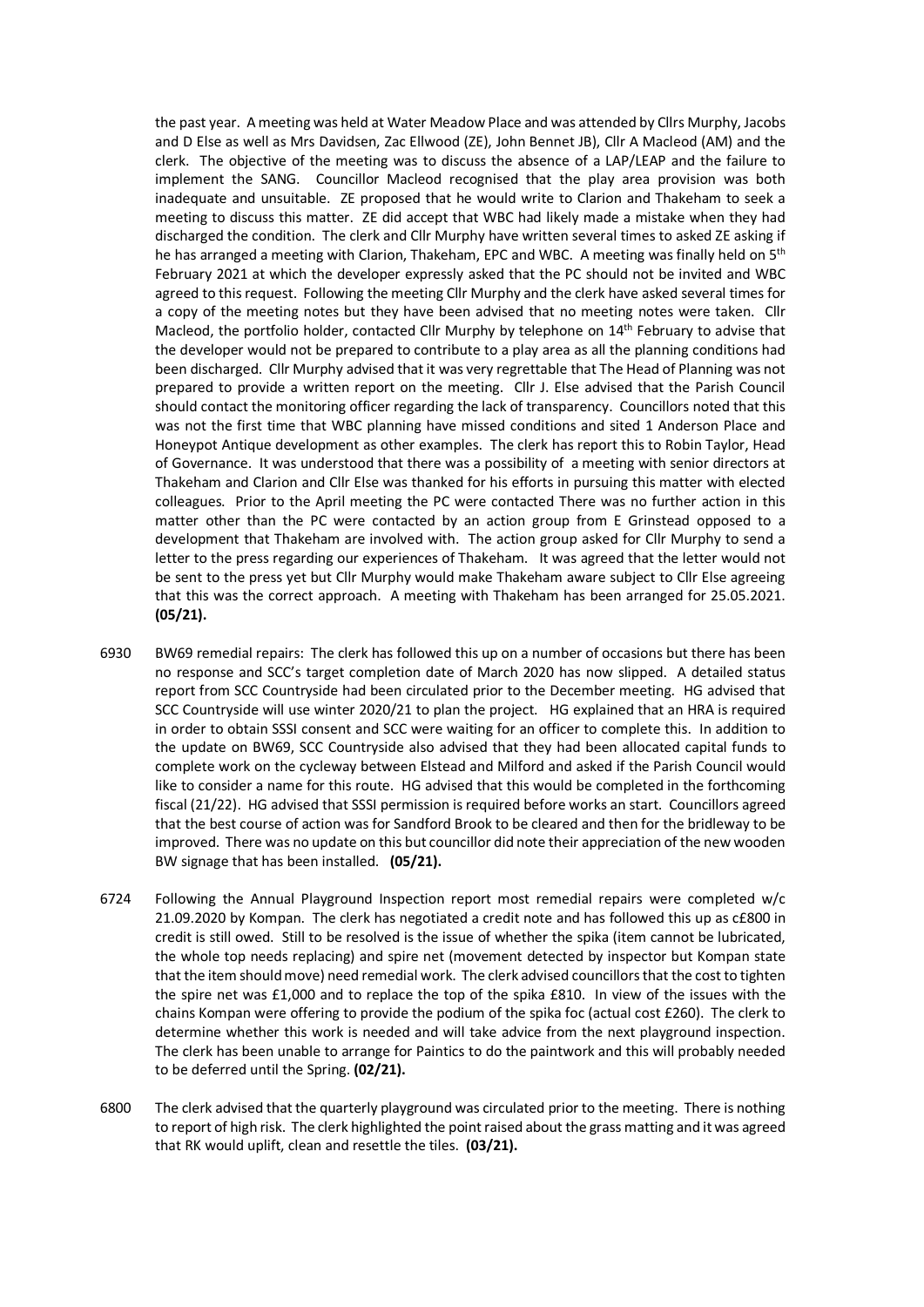the past year. A meeting was held at Water Meadow Place and was attended by Cllrs Murphy, Jacobs and D Else as well as Mrs Davidsen, Zac Ellwood (ZE), John Bennet JB), Cllr A Macleod (AM) and the clerk. The objective of the meeting was to discuss the absence of a LAP/LEAP and the failure to implement the SANG. Councillor Macleod recognised that the play area provision was both inadequate and unsuitable. ZE proposed that he would write to Clarion and Thakeham to seek a meeting to discuss this matter. ZE did accept that WBC had likely made a mistake when they had discharged the condition. The clerk and Cllr Murphy have written several times to asked ZE asking if he has arranged a meeting with Clarion, Thakeham, EPC and WBC. A meeting was finally held on 5th February 2021 at which the developer expressly asked that the PC should not be invited and WBC agreed to this request. Following the meeting Cllr Murphy and the clerk have asked several times for a copy of the meeting notes but they have been advised that no meeting notes were taken. Cllr Macleod, the portfolio holder, contacted Cllr Murphy by telephone on 14th February to advise that the developer would not be prepared to contribute to a play area as all the planning conditions had been discharged. Cllr Murphy advised that it was very regrettable that The Head of Planning was not prepared to provide a written report on the meeting. Cllr J. Else advised that the Parish Council should contact the monitoring officer regarding the lack of transparency. Councillors noted that this was not the first time that WBC planning have missed conditions and sited 1 Anderson Place and Honeypot Antique development as other examples. The clerk has report this to Robin Taylor, Head of Governance. It was understood that there was a possibility of a meeting with senior directors at Thakeham and Clarion and Cllr Else was thanked for his efforts in pursuing this matter with elected colleagues. Prior to the April meeting the PC were contacted There was no further action in this matter other than the PC were contacted by an action group from E Grinstead opposed to a development that Thakeham are involved with. The action group asked for Cllr Murphy to send a letter to the press regarding our experiences of Thakeham. It was agreed that the letter would not be sent to the press yet but Cllr Murphy would make Thakeham aware subject to Cllr Else agreeing that this was the correct approach. A meeting with Thakeham has been arranged for 25.05.2021. **(05/21).**

6930 BW69 remedial repairs: The clerk has followed this up on a number of occasions but there has been no response and SCC's target completion date of March 2020 has now slipped. A detailed status report from SCC Countryside had been circulated prior to the December meeting. HG advised that SCC Countryside will use winter 2020/21 to plan the project. HG explained that an HRA is required in order to obtain SSSI consent and SCC were waiting for an officer to complete this. In addition to the update on BW69, SCC Countryside also advised that they had been allocated capital funds to complete work on the cycleway between Elstead and Milford and asked if the Parish Council would like to consider a name for this route. HG advised that this would be completed in the forthcoming fiscal (21/22). HG advised that SSSI permission is required before works an start. Councillors agreed that the best course of action was for Sandford Brook to be cleared and then for the bridleway to be improved. There was no update on this but councillor did note their appreciation of the new wooden BW signage that has been installed. **(05/21).**

6724 Following the Annual Playground Inspection report most remedial repairs were completed w/c 21.09.2020 by Kompan. The clerk has negotiated a credit note and has followed this up as c£800 in credit is still owed. Still to be resolved is the issue of whether the spika (item cannot be lubricated, the whole top needs replacing) and spire net (movement detected by inspector but Kompan state that the item should move) need remedial work. The clerk advised councillors that the cost to tighten the spire net was £1,000 and to replace the top of the spika £810. In view of the issues with the chains Kompan were offering to provide the podium of the spika foc (actual cost £260). The clerk to determine whether this work is needed and will take advice from the next playground inspection. The clerk has been unable to arrange for Paintics to do the paintwork and this will probably needed to be deferred until the Spring. **(02/21).**

6800 The clerk advised that the quarterly playground was circulated prior to the meeting. There is nothing to report of high risk. The clerk highlighted the point raised about the grass matting and it was agreed that RK would uplift, clean and resettle the tiles. **(03/21).**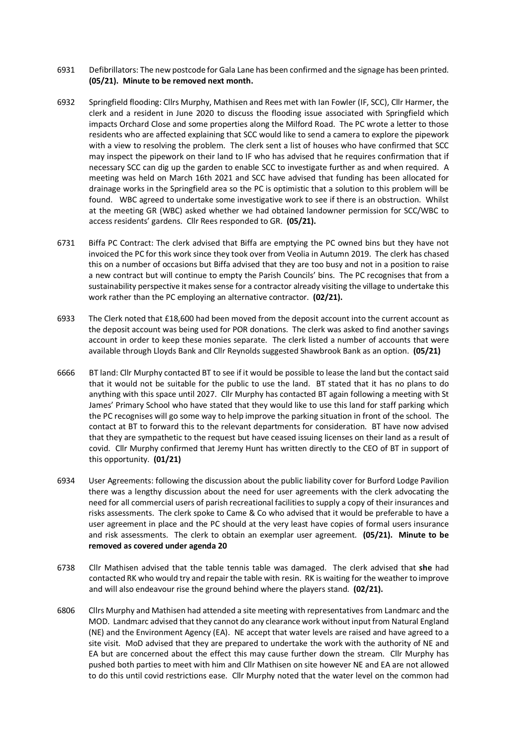6931 Defibrillators: The new postcode for Gala Lane has been confirmed and the signage has been printed. **(05/21). Minute to be removed next month.**

6932 Springfield flooding: Cllrs Murphy, Mathisen and Rees met with Ian Fowler (IF, SCC), Cllr Harmer, the clerk and a resident in June 2020 to discuss the flooding issue associated with Springfield which impacts Orchard Close and some properties along the Milford Road. The PC wrote a letter to those residents who are affected explaining that SCC would like to send a camera to explore the pipework with a view to resolving the problem. The clerk sent a list of houses who have confirmed that SCC may inspect the pipework on their land to IF who has advised that he requires confirmation that if necessary SCC can dig up the garden to enable SCC to investigate further as and when required. A meeting was held on March 16th 2021 and SCC have advised that funding has been allocated for drainage works in the Springfield area so the PC is optimistic that a solution to this problem will be found. WBC agreed to undertake some investigative work to see if there is an obstruction. Whilst at the meeting GR (WBC) asked whether we had obtained landowner permission for SCC/WBC to access residents' gardens. Cllr Rees responded to GR. **(05/21).**

6731 Biffa PC Contract: The clerk advised that Biffa are emptying the PC owned bins but they have not invoiced the PC for this work since they took over from Veolia in Autumn 2019. The clerk has chased this on a number of occasions but Biffa advised that they are too busy and not in a position to raise a new contract but will continue to empty the Parish Councils' bins. The PC recognises that from a sustainability perspective it makes sense for a contractor already visiting the village to undertake this work rather than the PC employing an alternative contractor. **(02/21).**

6933 The Clerk noted that £18,600 had been moved from the deposit account into the current account as the deposit account was being used for POR donations. The clerk was asked to find another savings account in order to keep these monies separate. The clerk listed a number of accounts that were available through Lloyds Bank and Cllr Reynolds suggested Shawbrook Bank as an option. **(05/21)**

6666 BT land: Cllr Murphy contacted BT to see if it would be possible to lease the land but the contact said that it would not be suitable for the public to use the land. BT stated that it has no plans to do anything with this space until 2027. Cllr Murphy has contacted BT again following a meeting with St James' Primary School who have stated that they would like to use this land for staff parking which the PC recognises will go some way to help improve the parking situation in front of the school. The contact at BT to forward this to the relevant departments for consideration. BT have now advised that they are sympathetic to the request but have ceased issuing licenses on their land as a result of covid. Cllr Murphy confirmed that Jeremy Hunt has written directly to the CEO of BT in support of this opportunity. **(01/21)**

6934 User Agreements: following the discussion about the public liability cover for Burford Lodge Pavilion there was a lengthy discussion about the need for user agreements with the clerk advocating the need for all commercial users of parish recreational facilities to supply a copy of their insurances and risks assessments. The clerk spoke to Came & Co who advised that it would be preferable to have a user agreement in place and the PC should at the very least have copies of formal users insurance and risk assessments. The clerk to obtain an exemplar user agreement. **(05/21). Minute to be removed as covered under agenda 20**

6738 Cllr Mathisen advised that the table tennis table was damaged. The clerk advised that **she** had contacted RK who would try and repair the table with resin. RK is waiting for the weather to improve and will also endeavour rise the ground behind where the players stand. **(02/21).**

6806 Cllrs Murphy and Mathisen had attended a site meeting with representatives from Landmarc and the MOD. Landmarc advised that they cannot do any clearance work without input from Natural England (NE) and the Environment Agency (EA). NE accept that water levels are raised and have agreed to a site visit. MoD advised that they are prepared to undertake the work with the authority of NE and EA but are concerned about the effect this may cause further down the stream. Cllr Murphy has pushed both parties to meet with him and Cllr Mathisen on site however NE and EA are not allowed to do this until covid restrictions ease. Cllr Murphy noted that the water level on the common had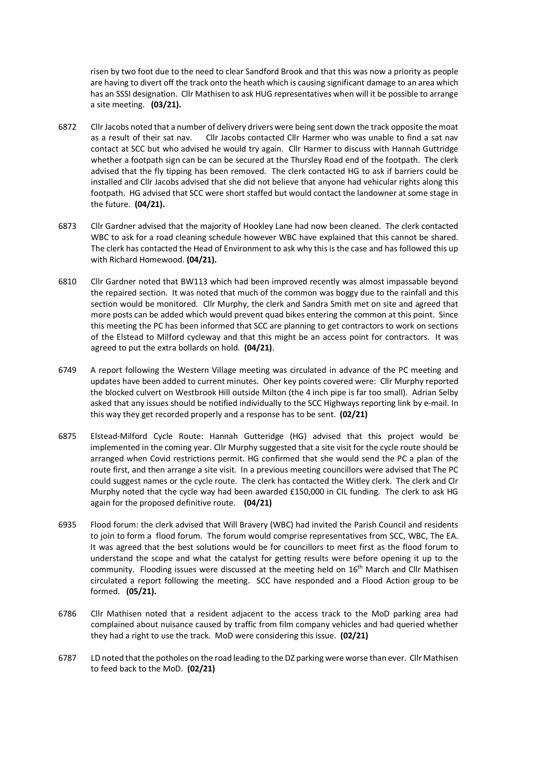risen by two foot due to the need to clear Sandford Brook and that this was now a priority as people are having to divert off the track onto the heath which is causing significant damage to an area which has an SSSI designation. Cllr Mathisen to ask HUG representatives when will it be possible to arrange a site meeting. **(03/21).**

6872 Cllr Jacobs noted that a number of delivery drivers were being sent down the track opposite the moat as a result of their sat nav. Cllr Jacobs contacted Cllr Harmer who was unable to find a sat nav contact at SCC but who advised he would try again. Cllr Harmer to discuss with Hannah Guttridge whether a footpath sign can be can be secured at the Thursley Road end of the footpath. The clerk advised that the fly tipping has been removed. The clerk contacted HG to ask if barriers could be installed and Cllr Jacobs advised that she did not believe that anyone had vehicular rights along this footpath. HG advised that SCC were short staffed but would contact the landowner at some stage in the future. **(04/21).**

6873 Cllr Gardner advised that the majority of Hookley Lane had now been cleaned. The clerk contacted WBC to ask for a road cleaning schedule however WBC have explained that this cannot be shared. The clerk has contacted the Head of Environment to ask why this is the case and has followed this up with Richard Homewood. **(04/21).**

6810 Cllr Gardner noted that BW113 which had been improved recently was almost impassable beyond the repaired section. It was noted that much of the common was boggy due to the rainfall and this section would be monitored. Cllr Murphy, the clerk and Sandra Smith met on site and agreed that more posts can be added which would prevent quad bikes entering the common at this point. Since this meeting the PC has been informed that SCC are planning to get contractors to work on sections of the Elstead to Milford cycleway and that this might be an access point for contractors. It was agreed to put the extra bollards on hold. **(04/21)**.

6749 A report following the Western Village meeting was circulated in advance of the PC meeting and updates have been added to current minutes. Oher key points covered were: Cllr Murphy reported the blocked culvert on Westbrook Hill outside Milton (the 4 inch pipe is far too small). Adrian Selby asked that any issues should be notified individually to the SCC Highways reporting link by e-mail. In this way they get recorded properly and a response has to be sent. **(02/21)**

6875 Elstead-Milford Cycle Route: Hannah Gutteridge (HG) advised that this project would be implemented in the coming year. Cllr Murphy suggested that a site visit for the cycle route should be arranged when Covid restrictions permit. HG confirmed that she would send the PC a plan of the route first, and then arrange a site visit. In a previous meeting councillors were advised that The PC could suggest names or the cycle route. The clerk has contacted the Witley clerk. The clerk and Clr Murphy noted that the cycle way had been awarded £150,000 in CIL funding. The clerk to ask HG again for the proposed definitive route. **(04/21)**

6935 Flood forum: the clerk advised that Will Bravery (WBC) had invited the Parish Council and residents to join to form a flood forum. The forum would comprise representatives from SCC, WBC, The EA. It was agreed that the best solutions would be for councillors to meet first as the flood forum to understand the scope and what the catalyst for getting results were before opening it up to the community. Flooding issues were discussed at the meeting held on 16th March and Cllr Mathisen circulated a report following the meeting. SCC have responded and a Flood Action group to be formed. **(05/21).**

6786 Cllr Mathisen noted that a resident adjacent to the access track to the MoD parking area had complained about nuisance caused by traffic from film company vehicles and had queried whether they had a right to use the track. MoD were considering this issue. **(02/21)**

6787 LD noted that the potholes on the road leading to the DZ parking were worse than ever. Cllr Mathisen to feed back to the MoD. **(02/21)**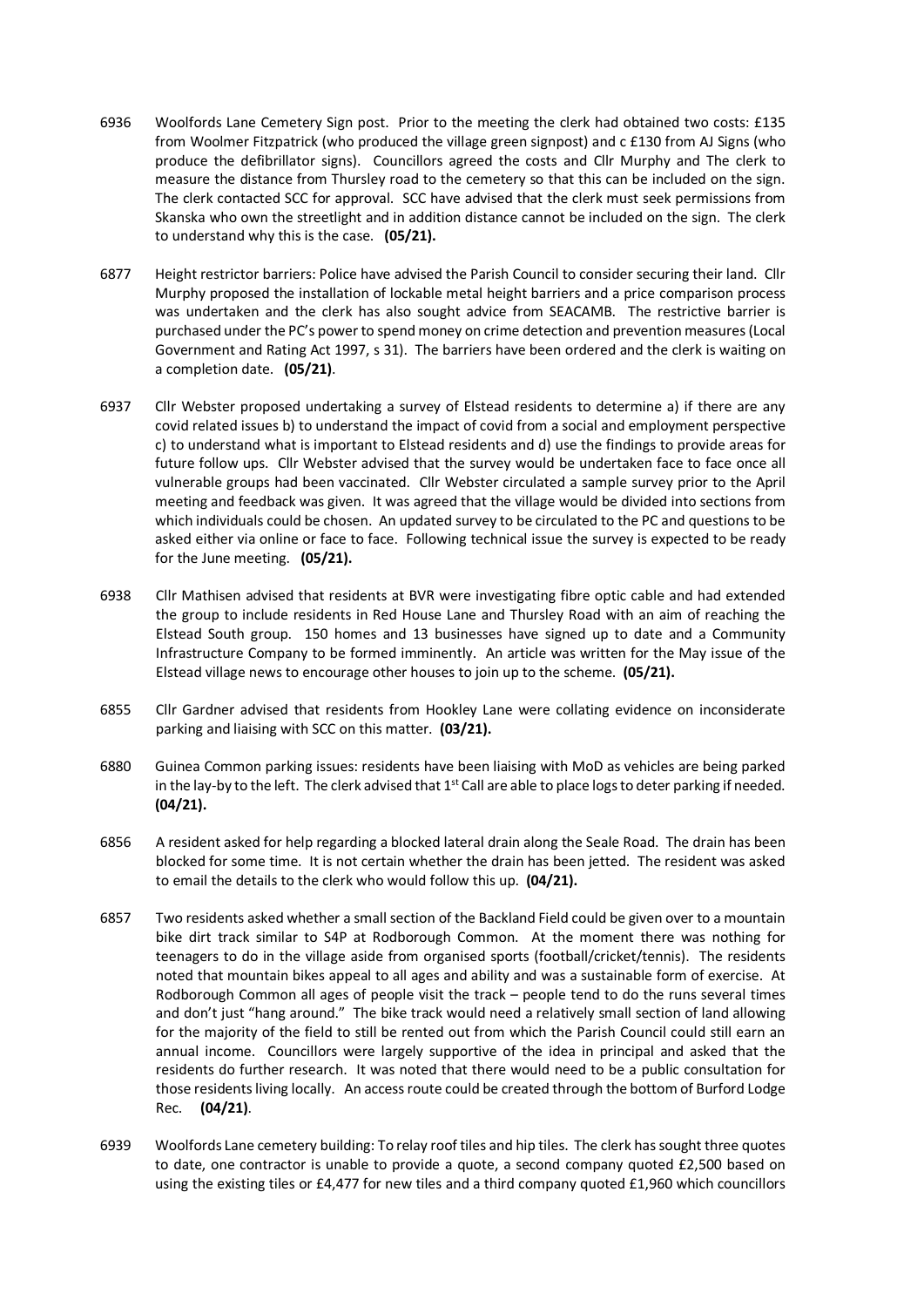6936 Woolfords Lane Cemetery Sign post. Prior to the meeting the clerk had obtained two costs: £135 from Woolmer Fitzpatrick (who produced the village green signpost) and c £130 from AJ Signs (who produce the defibrillator signs). Councillors agreed the costs and Cllr Murphy and The clerk to measure the distance from Thursley road to the cemetery so that this can be included on the sign. The clerk contacted SCC for approval. SCC have advised that the clerk must seek permissions from Skanska who own the streetlight and in addition distance cannot be included on the sign. The clerk to understand why this is the case. **(05/21).**

6877 Height restrictor barriers: Police have advised the Parish Council to consider securing their land. Cllr Murphy proposed the installation of lockable metal height barriers and a price comparison process was undertaken and the clerk has also sought advice from SEACAMB. The restrictive barrier is purchased under the PC's power to spend money on crime detection and prevention measures (Local Government and Rating Act 1997, s 31). The barriers have been ordered and the clerk is waiting on a completion date. **(05/21)**.

6937 Cllr Webster proposed undertaking a survey of Elstead residents to determine a) if there are any covid related issues b) to understand the impact of covid from a social and employment perspective c) to understand what is important to Elstead residents and d) use the findings to provide areas for future follow ups. Cllr Webster advised that the survey would be undertaken face to face once all vulnerable groups had been vaccinated. Cllr Webster circulated a sample survey prior to the April meeting and feedback was given. It was agreed that the village would be divided into sections from which individuals could be chosen. An updated survey to be circulated to the PC and questions to be asked either via online or face to face. Following technical issue the survey is expected to be ready for the June meeting. **(05/21).**

6938 Cllr Mathisen advised that residents at BVR were investigating fibre optic cable and had extended the group to include residents in Red House Lane and Thursley Road with an aim of reaching the Elstead South group. 150 homes and 13 businesses have signed up to date and a Community Infrastructure Company to be formed imminently. An article was written for the May issue of the Elstead village news to encourage other houses to join up to the scheme. **(05/21).**

6855 Cllr Gardner advised that residents from Hookley Lane were collating evidence on inconsiderate parking and liaising with SCC on this matter. **(03/21).**

6880 Guinea Common parking issues: residents have been liaising with MoD as vehicles are being parked in the lay-by to the left. The clerk advised that 1st Call are able to place logs to deter parking if needed. **(04/21).**

6856 A resident asked for help regarding a blocked lateral drain along the Seale Road. The drain has been blocked for some time. It is not certain whether the drain has been jetted. The resident was asked to email the details to the clerk who would follow this up. **(04/21).**

6857 Two residents asked whether a small section of the Backland Field could be given over to a mountain bike dirt track similar to S4P at Rodborough Common. At the moment there was nothing for teenagers to do in the village aside from organised sports (football/cricket/tennis). The residents noted that mountain bikes appeal to all ages and ability and was a sustainable form of exercise. At Rodborough Common all ages of people visit the track – people tend to do the runs several times and don't just "hang around." The bike track would need a relatively small section of land allowing for the majority of the field to still be rented out from which the Parish Council could still earn an annual income. Councillors were largely supportive of the idea in principal and asked that the residents do further research. It was noted that there would need to be a public consultation for those residents living locally. An access route could be created through the bottom of Burford Lodge Rec. **(04/21)**.

6939 Woolfords Lane cemetery building: To relay roof tiles and hip tiles. The clerk has sought three quotes to date, one contractor is unable to provide a quote, a second company quoted £2,500 based on using the existing tiles or £4,477 for new tiles and a third company quoted £1,960 which councillors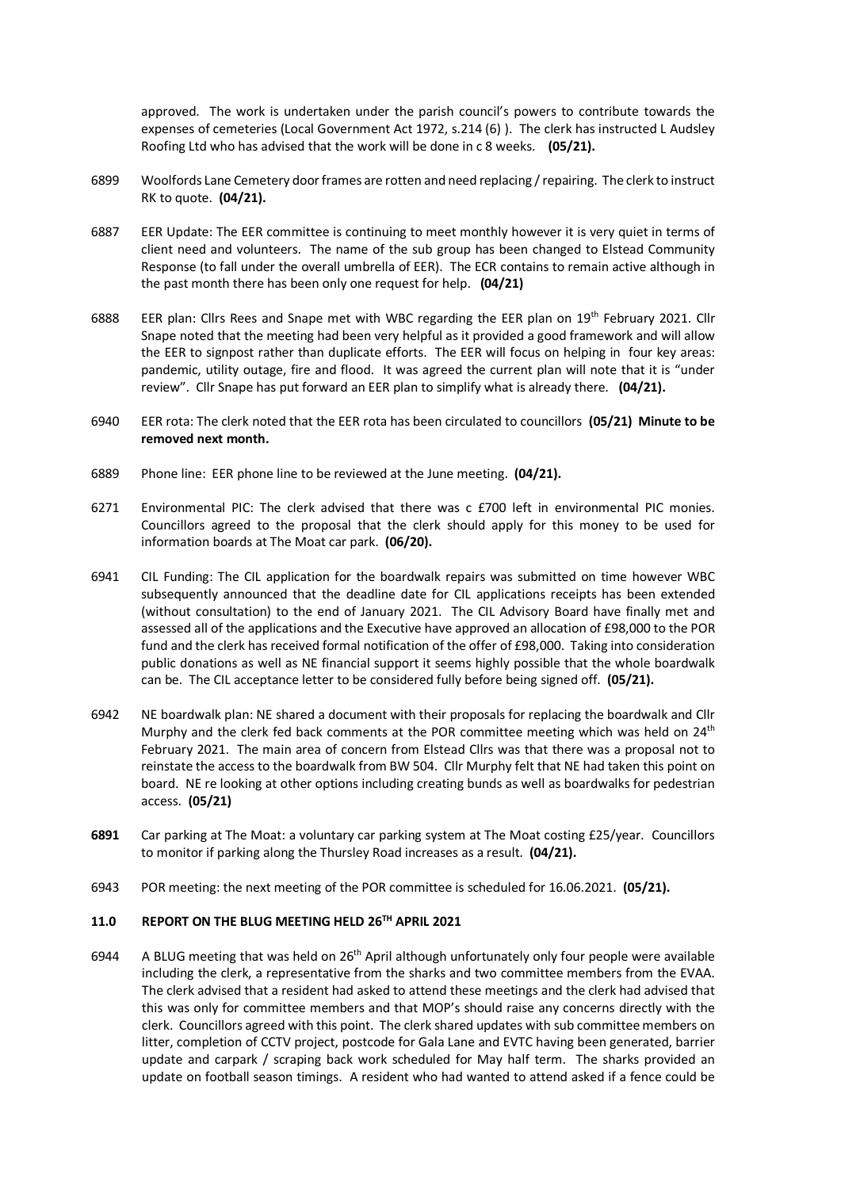approved. The work is undertaken under the parish council's powers to contribute towards the expenses of cemeteries (Local Government Act 1972, s.214 (6) ). The clerk has instructed L Audsley Roofing Ltd who has advised that the work will be done in c 8 weeks. **(05/21).**

6899 Woolfords Lane Cemetery door frames are rotten and need replacing / repairing. The clerk to instruct RK to quote. **(04/21).**

6887 EER Update: The EER committee is continuing to meet monthly however it is very quiet in terms of client need and volunteers. The name of the sub group has been changed to Elstead Community Response (to fall under the overall umbrella of EER). The ECR contains to remain active although in the past month there has been only one request for help. **(04/21)**

6888 EER plan: Cllrs Rees and Snape met with WBC regarding the EER plan on 19th February 2021. Cllr Snape noted that the meeting had been very helpful as it provided a good framework and will allow the EER to signpost rather than duplicate efforts. The EER will focus on helping in four key areas: pandemic, utility outage, fire and flood. It was agreed the current plan will note that it is "under review". Cllr Snape has put forward an EER plan to simplify what is already there. **(04/21).**

6940 EER rota: The clerk noted that the EER rota has been circulated to councillors **(05/21) Minute to be removed next month.**

6889 Phone line: EER phone line to be reviewed at the June meeting. **(04/21).**

6271 Environmental PIC: The clerk advised that there was c £700 left in environmental PIC monies. Councillors agreed to the proposal that the clerk should apply for this money to be used for information boards at The Moat car park. **(06/20).**

6941 CIL Funding: The CIL application for the boardwalk repairs was submitted on time however WBC subsequently announced that the deadline date for CIL applications receipts has been extended (without consultation) to the end of January 2021. The CIL Advisory Board have finally met and assessed all of the applications and the Executive have approved an allocation of £98,000 to the POR fund and the clerk has received formal notification of the offer of £98,000. Taking into consideration public donations as well as NE financial support it seems highly possible that the whole boardwalk can be. The CIL acceptance letter to be considered fully before being signed off. **(05/21).**

6942 NE boardwalk plan: NE shared a document with their proposals for replacing the boardwalk and Cllr Murphy and the clerk fed back comments at the POR committee meeting which was held on 24th February 2021. The main area of concern from Elstead Cllrs was that there was a proposal not to reinstate the access to the boardwalk from BW 504. Cllr Murphy felt that NE had taken this point on board. NE re looking at other options including creating bunds as well as boardwalks for pedestrian access. **(05/21)**

**6891** Car parking at The Moat: a voluntary car parking system at The Moat costing £25/year. Councillors to monitor if parking along the Thursley Road increases as a result. **(04/21).**

6943 POR meeting: the next meeting of the POR committee is scheduled for 16.06.2021. **(05/21).**

## 11.0 REPORT ON THE BLUG MEETING HELD 26TH APRIL 2021

6944 A BLUG meeting that was held on 26th April although unfortunately only four people were available including the clerk, a representative from the sharks and two committee members from the EVAA. The clerk advised that a resident had asked to attend these meetings and the clerk had advised that this was only for committee members and that MOP's should raise any concerns directly with the clerk. Councillors agreed with this point. The clerk shared updates with sub committee members on litter, completion of CCTV project, postcode for Gala Lane and EVTC having been generated, barrier update and carpark / scraping back work scheduled for May half term. The sharks provided an update on football season timings. A resident who had wanted to attend asked if a fence could be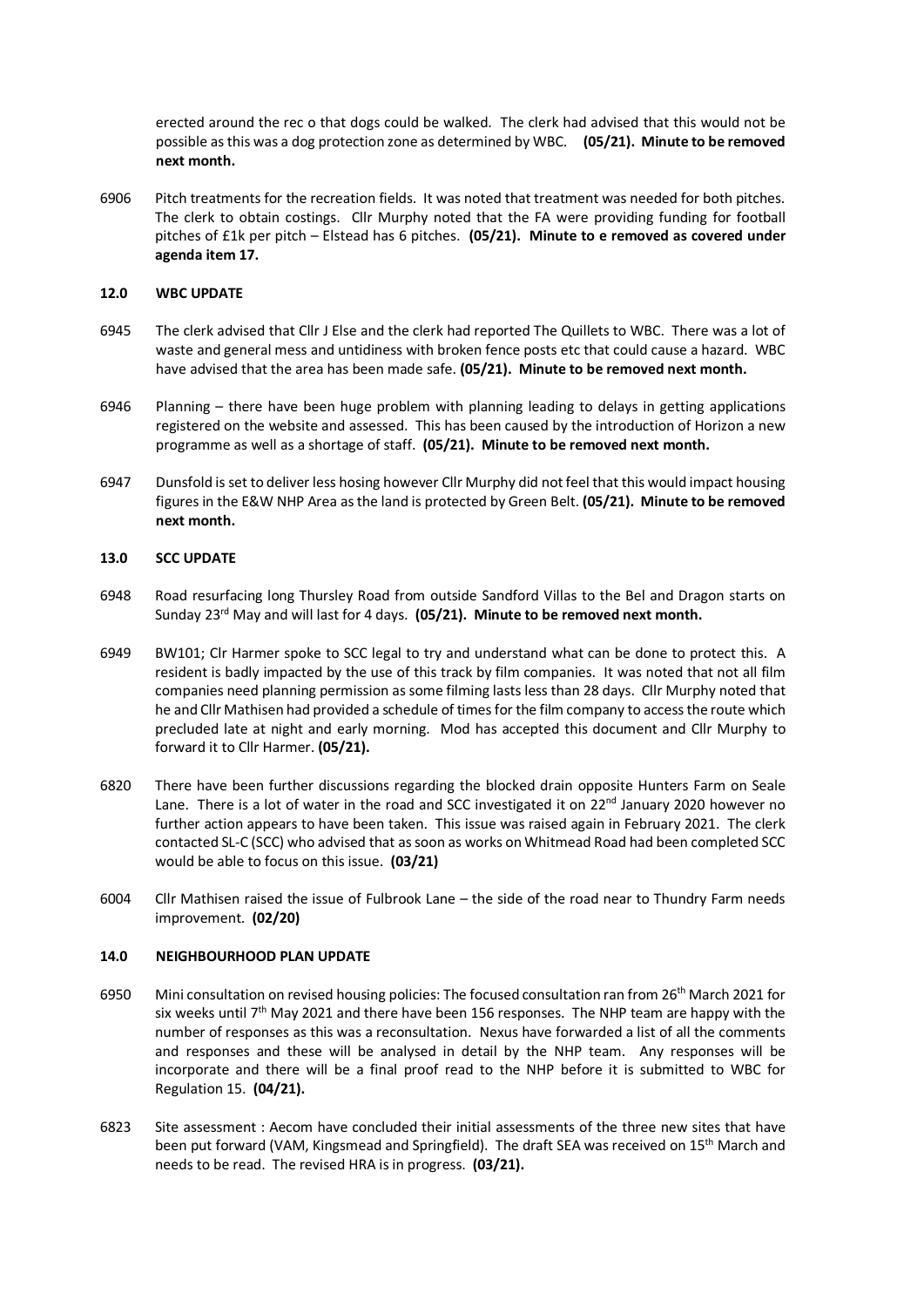erected around the rec o that dogs could be walked. The clerk had advised that this would not be possible as this was a dog protection zone as determined by WBC. **(05/21). Minute to be removed next month.**

6906 Pitch treatments for the recreation fields. It was noted that treatment was needed for both pitches. The clerk to obtain costings. Cllr Murphy noted that the FA were providing funding for football pitches of £1k per pitch – Elstead has 6 pitches. **(05/21). Minute to e removed as covered under agenda item 17.**

## 12.0 WBC UPDATE

6945 The clerk advised that Cllr J Else and the clerk had reported The Quillets to WBC. There was a lot of waste and general mess and untidiness with broken fence posts etc that could cause a hazard. WBC have advised that the area has been made safe. **(05/21). Minute to be removed next month.**

6946 Planning – there have been huge problem with planning leading to delays in getting applications registered on the website and assessed. This has been caused by the introduction of Horizon a new programme as well as a shortage of staff. **(05/21). Minute to be removed next month.**

6947 Dunsfold is set to deliver less hosing however Cllr Murphy did not feel that this would impact housing figures in the E&W NHP Area as the land is protected by Green Belt. **(05/21). Minute to be removed next month.**

## 13.0 SCC UPDATE

6948 Road resurfacing long Thursley Road from outside Sandford Villas to the Bel and Dragon starts on Sunday 23rd May and will last for 4 days. **(05/21). Minute to be removed next month.**

6949 BW101; Clr Harmer spoke to SCC legal to try and understand what can be done to protect this. A resident is badly impacted by the use of this track by film companies. It was noted that not all film companies need planning permission as some filming lasts less than 28 days. Cllr Murphy noted that he and Cllr Mathisen had provided a schedule of times for the film company to access the route which precluded late at night and early morning. Mod has accepted this document and Cllr Murphy to forward it to Cllr Harmer. **(05/21).**

6820 There have been further discussions regarding the blocked drain opposite Hunters Farm on Seale Lane. There is a lot of water in the road and SCC investigated it on 22nd January 2020 however no further action appears to have been taken. This issue was raised again in February 2021. The clerk contacted SL-C (SCC) who advised that as soon as works on Whitmead Road had been completed SCC would be able to focus on this issue. **(03/21)**

6004 Cllr Mathisen raised the issue of Fulbrook Lane – the side of the road near to Thundry Farm needs improvement. **(02/20)**

## 14.0 NEIGHBOURHOOD PLAN UPDATE

6950 Mini consultation on revised housing policies: The focused consultation ran from 26th March 2021 for six weeks until 7th May 2021 and there have been 156 responses. The NHP team are happy with the number of responses as this was a reconsultation. Nexus have forwarded a list of all the comments and responses and these will be analysed in detail by the NHP team. Any responses will be incorporate and there will be a final proof read to the NHP before it is submitted to WBC for Regulation 15. **(04/21).**

6823 Site assessment : Aecom have concluded their initial assessments of the three new sites that have been put forward (VAM, Kingsmead and Springfield). The draft SEA was received on 15th March and needs to be read. The revised HRA is in progress. **(03/21).**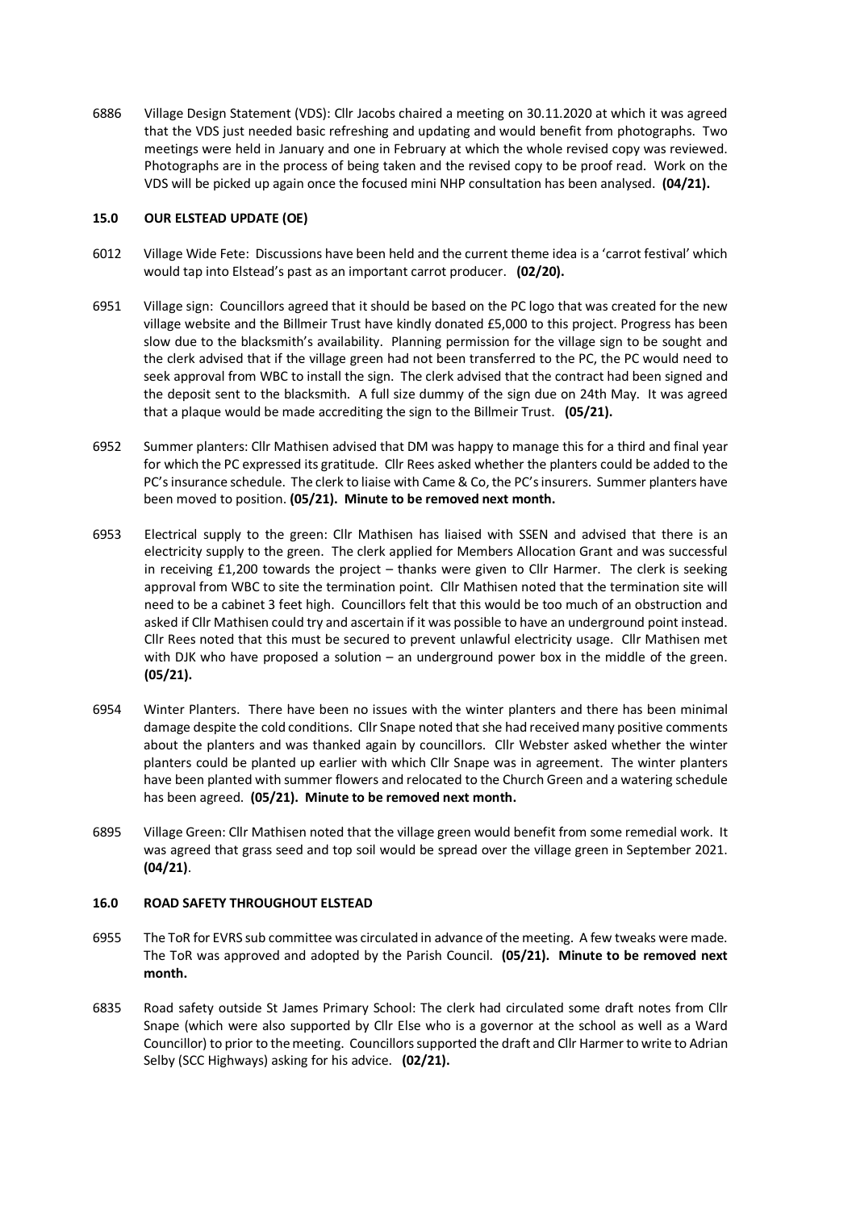6886 Village Design Statement (VDS): Cllr Jacobs chaired a meeting on 30.11.2020 at which it was agreed that the VDS just needed basic refreshing and updating and would benefit from photographs. Two meetings were held in January and one in February at which the whole revised copy was reviewed. Photographs are in the process of being taken and the revised copy to be proof read. Work on the VDS will be picked up again once the focused mini NHP consultation has been analysed. **(04/21).**

## 15.0 OUR ELSTEAD UPDATE (OE)

6012 Village Wide Fete: Discussions have been held and the current theme idea is a 'carrot festival' which would tap into Elstead's past as an important carrot producer. **(02/20).**

6951 Village sign: Councillors agreed that it should be based on the PC logo that was created for the new village website and the Billmeir Trust have kindly donated £5,000 to this project. Progress has been slow due to the blacksmith's availability. Planning permission for the village sign to be sought and the clerk advised that if the village green had not been transferred to the PC, the PC would need to seek approval from WBC to install the sign. The clerk advised that the contract had been signed and the deposit sent to the blacksmith. A full size dummy of the sign due on 24th May. It was agreed that a plaque would be made accrediting the sign to the Billmeir Trust. **(05/21).**

6952 Summer planters: Cllr Mathisen advised that DM was happy to manage this for a third and final year for which the PC expressed its gratitude. Cllr Rees asked whether the planters could be added to the PC's insurance schedule. The clerk to liaise with Came & Co, the PC's insurers. Summer planters have been moved to position. **(05/21). Minute to be removed next month.**

6953 Electrical supply to the green: Cllr Mathisen has liaised with SSEN and advised that there is an electricity supply to the green. The clerk applied for Members Allocation Grant and was successful in receiving £1,200 towards the project – thanks were given to Cllr Harmer. The clerk is seeking approval from WBC to site the termination point. Cllr Mathisen noted that the termination site will need to be a cabinet 3 feet high. Councillors felt that this would be too much of an obstruction and asked if Cllr Mathisen could try and ascertain if it was possible to have an underground point instead. Cllr Rees noted that this must be secured to prevent unlawful electricity usage. Cllr Mathisen met with DJK who have proposed a solution – an underground power box in the middle of the green. **(05/21).**

6954 Winter Planters. There have been no issues with the winter planters and there has been minimal damage despite the cold conditions. Cllr Snape noted that she had received many positive comments about the planters and was thanked again by councillors. Cllr Webster asked whether the winter planters could be planted up earlier with which Cllr Snape was in agreement. The winter planters have been planted with summer flowers and relocated to the Church Green and a watering schedule has been agreed. **(05/21). Minute to be removed next month.**

6895 Village Green: Cllr Mathisen noted that the village green would benefit from some remedial work. It was agreed that grass seed and top soil would be spread over the village green in September 2021. **(04/21)**.

## 16.0 ROAD SAFETY THROUGHOUT ELSTEAD

6955 The ToR for EVRS sub committee was circulated in advance of the meeting. A few tweaks were made. The ToR was approved and adopted by the Parish Council. **(05/21). Minute to be removed next month.**

6835 Road safety outside St James Primary School: The clerk had circulated some draft notes from Cllr Snape (which were also supported by Cllr Else who is a governor at the school as well as a Ward Councillor) to prior to the meeting. Councillors supported the draft and Cllr Harmer to write to Adrian Selby (SCC Highways) asking for his advice. **(02/21).**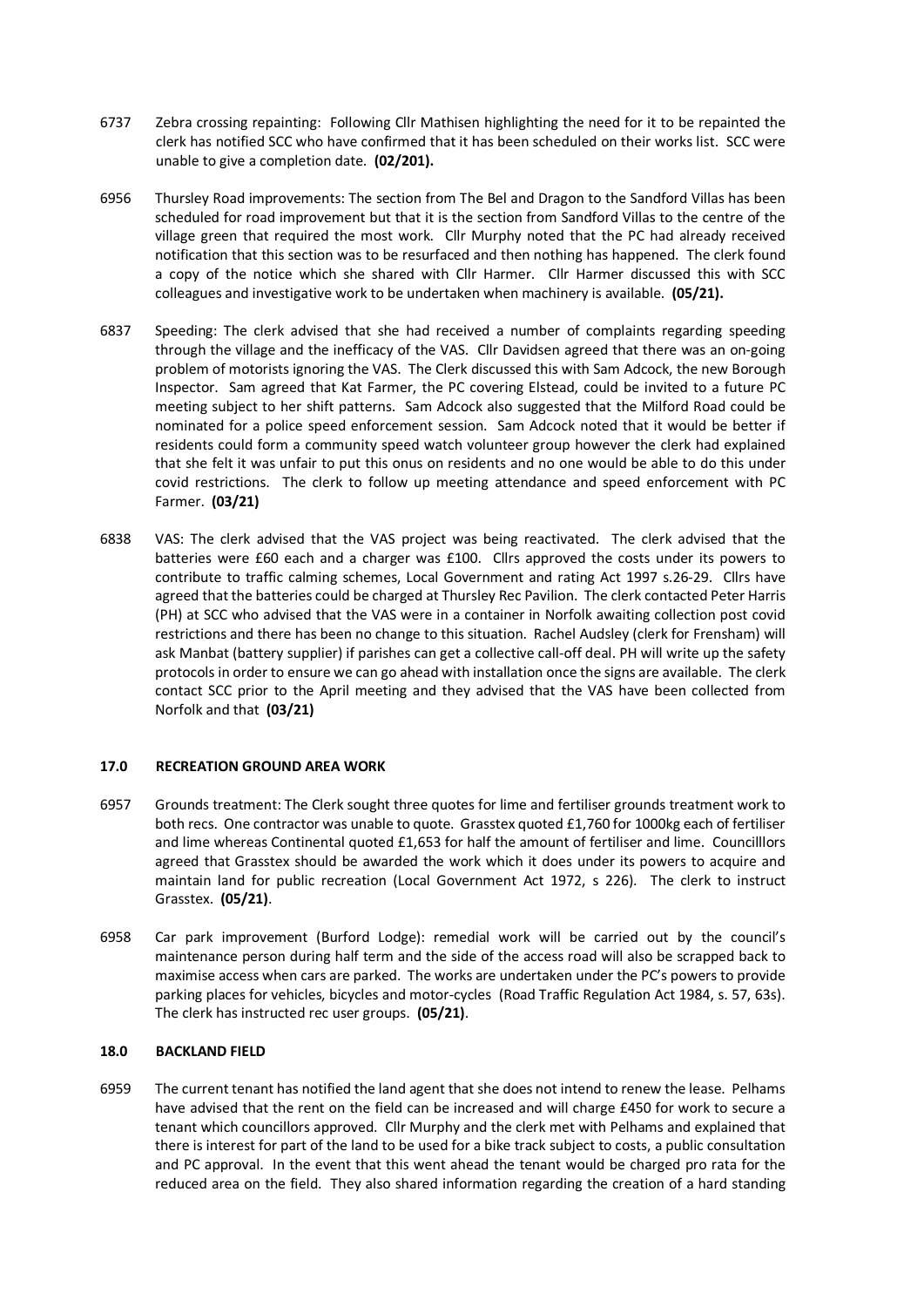6737 Zebra crossing repainting: Following Cllr Mathisen highlighting the need for it to be repainted the clerk has notified SCC who have confirmed that it has been scheduled on their works list. SCC were unable to give a completion date. **(02/201).**

6956 Thursley Road improvements: The section from The Bel and Dragon to the Sandford Villas has been scheduled for road improvement but that it is the section from Sandford Villas to the centre of the village green that required the most work. Cllr Murphy noted that the PC had already received notification that this section was to be resurfaced and then nothing has happened. The clerk found a copy of the notice which she shared with Cllr Harmer. Cllr Harmer discussed this with SCC colleagues and investigative work to be undertaken when machinery is available. **(05/21).**

6837 Speeding: The clerk advised that she had received a number of complaints regarding speeding through the village and the inefficacy of the VAS. Cllr Davidsen agreed that there was an on-going problem of motorists ignoring the VAS. The Clerk discussed this with Sam Adcock, the new Borough Inspector. Sam agreed that Kat Farmer, the PC covering Elstead, could be invited to a future PC meeting subject to her shift patterns. Sam Adcock also suggested that the Milford Road could be nominated for a police speed enforcement session. Sam Adcock noted that it would be better if residents could form a community speed watch volunteer group however the clerk had explained that she felt it was unfair to put this onus on residents and no one would be able to do this under covid restrictions. The clerk to follow up meeting attendance and speed enforcement with PC Farmer. **(03/21)**

6838 VAS: The clerk advised that the VAS project was being reactivated. The clerk advised that the batteries were £60 each and a charger was £100. Cllrs approved the costs under its powers to contribute to traffic calming schemes, Local Government and rating Act 1997 s.26-29. Cllrs have agreed that the batteries could be charged at Thursley Rec Pavilion. The clerk contacted Peter Harris (PH) at SCC who advised that the VAS were in a container in Norfolk awaiting collection post covid restrictions and there has been no change to this situation. Rachel Audsley (clerk for Frensham) will ask Manbat (battery supplier) if parishes can get a collective call-off deal. PH will write up the safety protocols in order to ensure we can go ahead with installation once the signs are available. The clerk contact SCC prior to the April meeting and they advised that the VAS have been collected from Norfolk and that **(03/21)**

## 17.0 RECREATION GROUND AREA WORK

6957 Grounds treatment: The Clerk sought three quotes for lime and fertiliser grounds treatment work to both recs. One contractor was unable to quote. Grasstex quoted £1,760 for 1000kg each of fertiliser and lime whereas Continental quoted £1,653 for half the amount of fertiliser and lime. Councilllors agreed that Grasstex should be awarded the work which it does under its powers to acquire and maintain land for public recreation (Local Government Act 1972, s 226). The clerk to instruct Grasstex. **(05/21)**.

6958 Car park improvement (Burford Lodge): remedial work will be carried out by the council's maintenance person during half term and the side of the access road will also be scrapped back to maximise access when cars are parked. The works are undertaken under the PC's powers to provide parking places for vehicles, bicycles and motor-cycles (Road Traffic Regulation Act 1984, s. 57, 63s). The clerk has instructed rec user groups. **(05/21)**.

## 18.0 BACKLAND FIELD

6959 The current tenant has notified the land agent that she does not intend to renew the lease. Pelhams have advised that the rent on the field can be increased and will charge £450 for work to secure a tenant which councillors approved. Cllr Murphy and the clerk met with Pelhams and explained that there is interest for part of the land to be used for a bike track subject to costs, a public consultation and PC approval. In the event that this went ahead the tenant would be charged pro rata for the reduced area on the field. They also shared information regarding the creation of a hard standing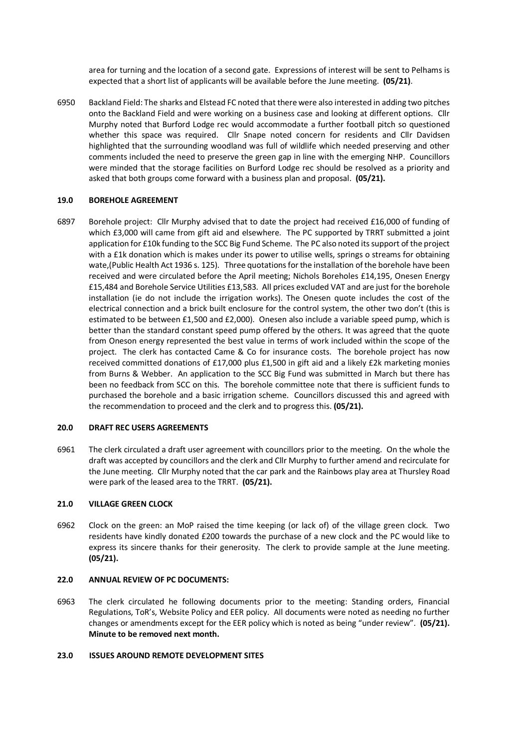area for turning and the location of a second gate. Expressions of interest will be sent to Pelhams is expected that a short list of applicants will be available before the June meeting. **(05/21)**.

6950 Backland Field: The sharks and Elstead FC noted that there were also interested in adding two pitches onto the Backland Field and were working on a business case and looking at different options. Cllr Murphy noted that Burford Lodge rec would accommodate a further football pitch so questioned whether this space was required. Cllr Snape noted concern for residents and Cllr Davidsen highlighted that the surrounding woodland was full of wildlife which needed preserving and other comments included the need to preserve the green gap in line with the emerging NHP. Councillors were minded that the storage facilities on Burford Lodge rec should be resolved as a priority and asked that both groups come forward with a business plan and proposal. **(05/21).**

### 19.0 BOREHOLE AGREEMENT

6897 Borehole project: Cllr Murphy advised that to date the project had received £16,000 of funding of which £3,000 will came from gift aid and elsewhere. The PC supported by TRRT submitted a joint application for £10k funding to the SCC Big Fund Scheme. The PC also noted its support of the project with a £1k donation which is makes under its power to utilise wells, springs o streams for obtaining wate,(Public Health Act 1936 s. 125). Three quotations for the installation of the borehole have been received and were circulated before the April meeting; Nichols Boreholes £14,195, Onesen Energy £15,484 and Borehole Service Utilities £13,583. All prices excluded VAT and are just for the borehole installation (ie do not include the irrigation works). The Onesen quote includes the cost of the electrical connection and a brick built enclosure for the control system, the other two don't (this is estimated to be between £1,500 and £2,000). Onesen also include a variable speed pump, which is better than the standard constant speed pump offered by the others. It was agreed that the quote from Oneson energy represented the best value in terms of work included within the scope of the project. The clerk has contacted Came & Co for insurance costs. The borehole project has now received committed donations of £17,000 plus £1,500 in gift aid and a likely £2k marketing monies from Burns & Webber. An application to the SCC Big Fund was submitted in March but there has been no feedback from SCC on this. The borehole committee note that there is sufficient funds to purchased the borehole and a basic irrigation scheme. Councillors discussed this and agreed with the recommendation to proceed and the clerk and to progress this. **(05/21).**

### 20.0 DRAFT REC USERS AGREEMENTS

6961 The clerk circulated a draft user agreement with councillors prior to the meeting. On the whole the draft was accepted by councillors and the clerk and Cllr Murphy to further amend and recirculate for the June meeting. Cllr Murphy noted that the car park and the Rainbows play area at Thursley Road were park of the leased area to the TRRT. **(05/21).**

### 21.0 VILLAGE GREEN CLOCK

6962 Clock on the green: an MoP raised the time keeping (or lack of) of the village green clock. Two residents have kindly donated £200 towards the purchase of a new clock and the PC would like to express its sincere thanks for their generosity. The clerk to provide sample at the June meeting. **(05/21).**

### 22.0 ANNUAL REVIEW OF PC DOCUMENTS:

6963 The clerk circulated he following documents prior to the meeting: Standing orders, Financial Regulations, ToR's, Website Policy and EER policy. All documents were noted as needing no further changes or amendments except for the EER policy which is noted as being "under review". **(05/21). Minute to be removed next month.**

### 23.0 ISSUES AROUND REMOTE DEVELOPMENT SITES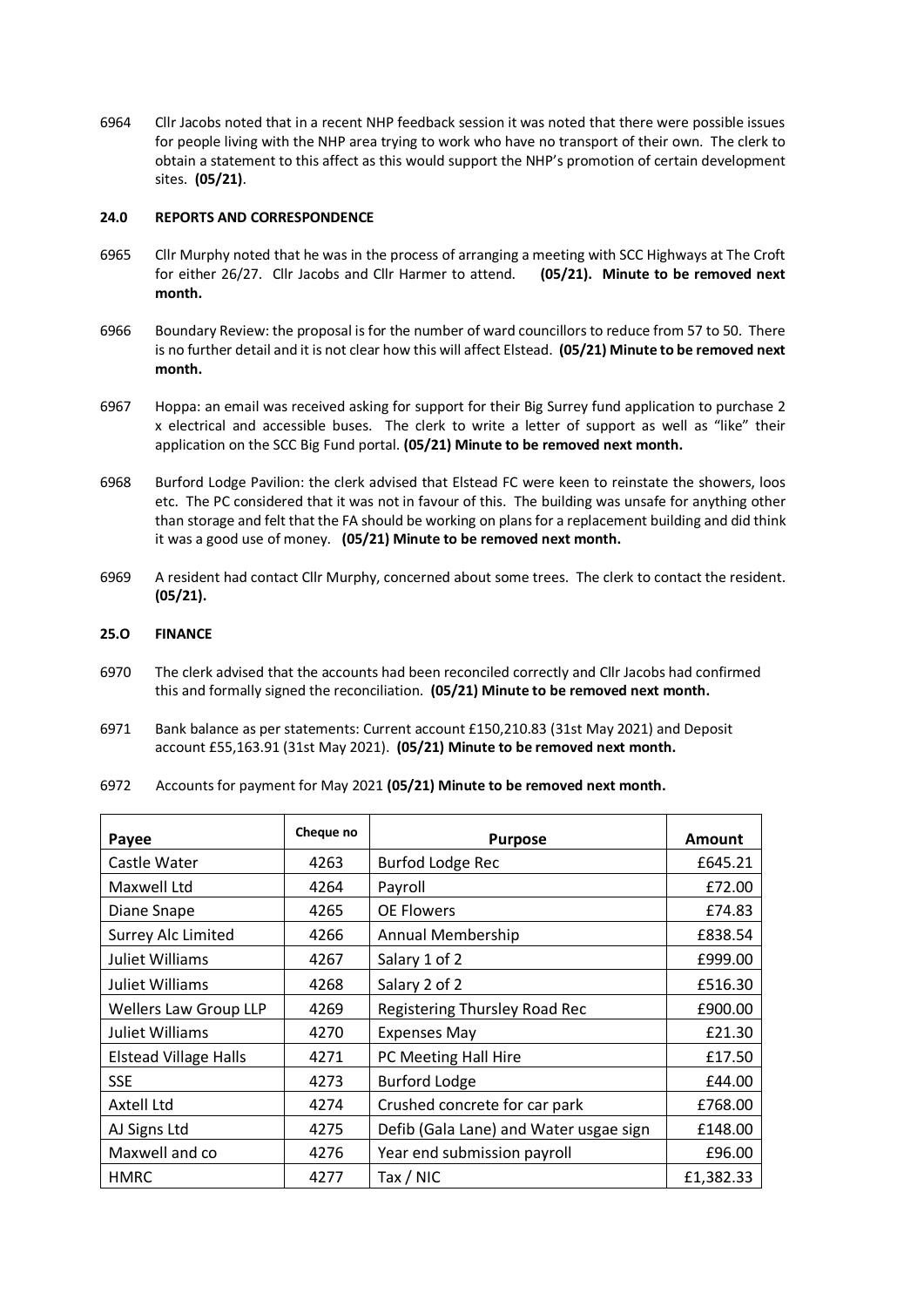6964 Cllr Jacobs noted that in a recent NHP feedback session it was noted that there were possible issues for people living with the NHP area trying to work who have no transport of their own. The clerk to obtain a statement to this affect as this would support the NHP's promotion of certain development sites. **(05/21)**.

**24.0 REPORTS AND CORRESPONDENCE**

6965 Cllr Murphy noted that he was in the process of arranging a meeting with SCC Highways at The Croft for either 26/27. Cllr Jacobs and Cllr Harmer to attend. **(05/21). Minute to be removed next month.**

6966 Boundary Review: the proposal is for the number of ward councillors to reduce from 57 to 50. There is no further detail and it is not clear how this will affect Elstead. **(05/21) Minute to be removed next month.**

6967 Hoppa: an email was received asking for support for their Big Surrey fund application to purchase 2 x electrical and accessible buses. The clerk to write a letter of support as well as "like" their application on the SCC Big Fund portal. **(05/21) Minute to be removed next month.**

6968 Burford Lodge Pavilion: the clerk advised that Elstead FC were keen to reinstate the showers, loos etc. The PC considered that it was not in favour of this. The building was unsafe for anything other than storage and felt that the FA should be working on plans for a replacement building and did think it was a good use of money. **(05/21) Minute to be removed next month.**

6969 A resident had contact Cllr Murphy, concerned about some trees. The clerk to contact the resident. **(05/21).**

**25.O FINANCE**

6970 The clerk advised that the accounts had been reconciled correctly and Cllr Jacobs had confirmed this and formally signed the reconciliation. **(05/21) Minute to be removed next month.**

6971 Bank balance as per statements: Current account £150,210.83 (31st May 2021) and Deposit account £55,163.91 (31st May 2021). **(05/21) Minute to be removed next month.**

6972 Accounts for payment for May 2021 **(05/21) Minute to be removed next month.**

| Payee | Cheque no | Purpose | Amount |
|---|---|---|---|
| Castle Water | 4263 | Burfod Lodge Rec | £645.21 |
| Maxwell Ltd | 4264 | Payroll | £72.00 |
| Diane Snape | 4265 | OE Flowers | £74.83 |
| Surrey Alc Limited | 4266 | Annual Membership | £838.54 |
| Juliet Williams | 4267 | Salary 1 of 2 | £999.00 |
| Juliet Williams | 4268 | Salary 2 of 2 | £516.30 |
| Wellers Law Group LLP | 4269 | Registering Thursley Road Rec | £900.00 |
| Juliet Williams | 4270 | Expenses May | £21.30 |
| Elstead Village Halls | 4271 | PC Meeting Hall Hire | £17.50 |
| SSE | 4273 | Burford Lodge | £44.00 |
| Axtell Ltd | 4274 | Crushed concrete for car park | £768.00 |
| AJ Signs Ltd | 4275 | Defib (Gala Lane) and Water usgae sign | £148.00 |
| Maxwell and co | 4276 | Year end submission payroll | £96.00 |
| HMRC | 4277 | Tax / NIC | £1,382.33 |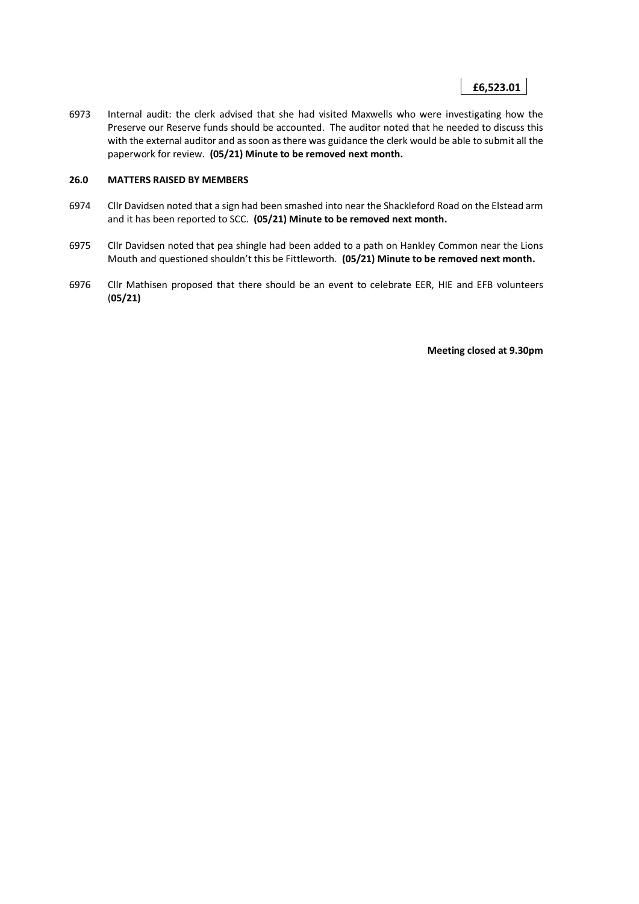**£6,523.01**

6973 Internal audit: the clerk advised that she had visited Maxwells who were investigating how the Preserve our Reserve funds should be accounted. The auditor noted that he needed to discuss this with the external auditor and as soon as there was guidance the clerk would be able to submit all the paperwork for review. **(05/21) Minute to be removed next month.**

**26.0 MATTERS RAISED BY MEMBERS**

6974 Cllr Davidsen noted that a sign had been smashed into near the Shackleford Road on the Elstead arm and it has been reported to SCC. **(05/21) Minute to be removed next month.**

6975 Cllr Davidsen noted that pea shingle had been added to a path on Hankley Common near the Lions Mouth and questioned shouldn't this be Fittleworth. **(05/21) Minute to be removed next month.**

6976 Cllr Mathisen proposed that there should be an event to celebrate EER, HIE and EFB volunteers (**05/21)**

**Meeting closed at 9.30pm**